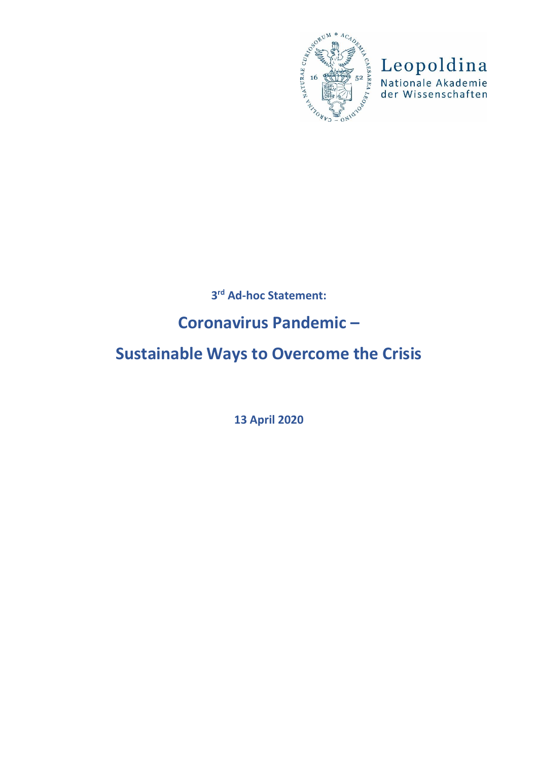Leopoldina
Nationale Akademie
der Wissenschaften

3rd Ad-hoc Statement:

# Coronavirus Pandemic –

# Sustainable Ways to Overcome the Crisis

**13 April 2020**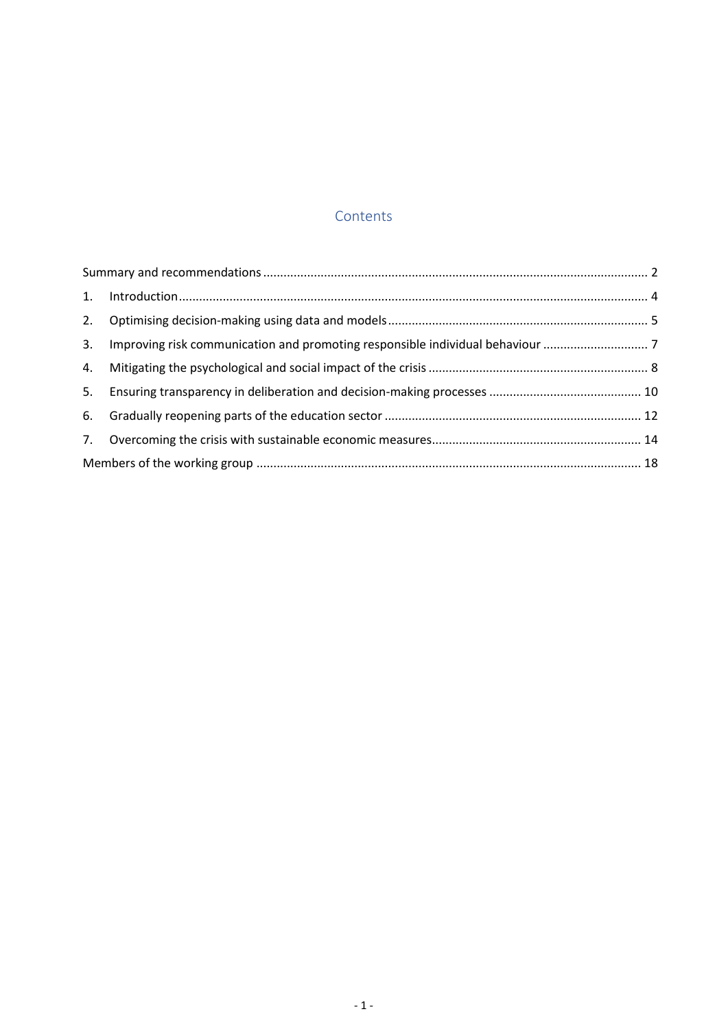# Contents

- Summary and recommendations ........ 2
- 1. Introduction ........ 4
- 2. Optimising decision-making using data and models ........ 5
- 3. Improving risk communication and promoting responsible individual behaviour ........ 7
- 4. Mitigating the psychological and social impact of the crisis ........ 8
- 5. Ensuring transparency in deliberation and decision-making processes ........ 10
- 6. Gradually reopening parts of the education sector ........ 12
- 7. Overcoming the crisis with sustainable economic measures ........ 14
- Members of the working group ........ 18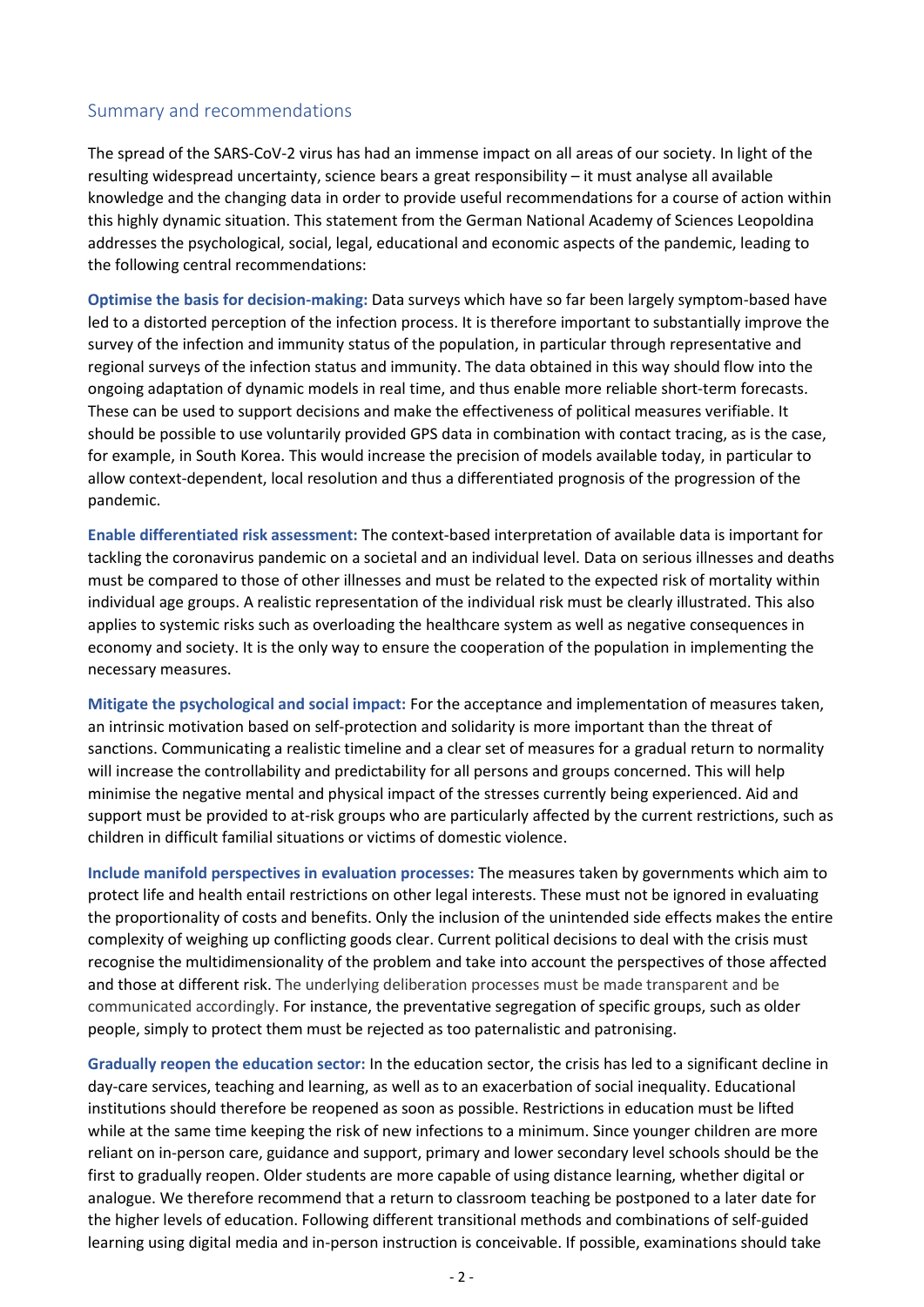## Summary and recommendations

The spread of the SARS-CoV-2 virus has had an immense impact on all areas of our society. In light of the resulting widespread uncertainty, science bears a great responsibility – it must analyse all available knowledge and the changing data in order to provide useful recommendations for a course of action within this highly dynamic situation. This statement from the German National Academy of Sciences Leopoldina addresses the psychological, social, legal, educational and economic aspects of the pandemic, leading to the following central recommendations:

**Optimise the basis for decision-making:** Data surveys which have so far been largely symptom-based have led to a distorted perception of the infection process. It is therefore important to substantially improve the survey of the infection and immunity status of the population, in particular through representative and regional surveys of the infection status and immunity. The data obtained in this way should flow into the ongoing adaptation of dynamic models in real time, and thus enable more reliable short-term forecasts. These can be used to support decisions and make the effectiveness of political measures verifiable. It should be possible to use voluntarily provided GPS data in combination with contact tracing, as is the case, for example, in South Korea. This would increase the precision of models available today, in particular to allow context-dependent, local resolution and thus a differentiated prognosis of the progression of the pandemic.

**Enable differentiated risk assessment:** The context-based interpretation of available data is important for tackling the coronavirus pandemic on a societal and an individual level. Data on serious illnesses and deaths must be compared to those of other illnesses and must be related to the expected risk of mortality within individual age groups. A realistic representation of the individual risk must be clearly illustrated. This also applies to systemic risks such as overloading the healthcare system as well as negative consequences in economy and society. It is the only way to ensure the cooperation of the population in implementing the necessary measures.

**Mitigate the psychological and social impact:** For the acceptance and implementation of measures taken, an intrinsic motivation based on self-protection and solidarity is more important than the threat of sanctions. Communicating a realistic timeline and a clear set of measures for a gradual return to normality will increase the controllability and predictability for all persons and groups concerned. This will help minimise the negative mental and physical impact of the stresses currently being experienced. Aid and support must be provided to at-risk groups who are particularly affected by the current restrictions, such as children in difficult familial situations or victims of domestic violence.

**Include manifold perspectives in evaluation processes:** The measures taken by governments which aim to protect life and health entail restrictions on other legal interests. These must not be ignored in evaluating the proportionality of costs and benefits. Only the inclusion of the unintended side effects makes the entire complexity of weighing up conflicting goods clear. Current political decisions to deal with the crisis must recognise the multidimensionality of the problem and take into account the perspectives of those affected and those at different risk. The underlying deliberation processes must be made transparent and be communicated accordingly. For instance, the preventative segregation of specific groups, such as older people, simply to protect them must be rejected as too paternalistic and patronising.

**Gradually reopen the education sector:** In the education sector, the crisis has led to a significant decline in day-care services, teaching and learning, as well as to an exacerbation of social inequality. Educational institutions should therefore be reopened as soon as possible. Restrictions in education must be lifted while at the same time keeping the risk of new infections to a minimum. Since younger children are more reliant on in-person care, guidance and support, primary and lower secondary level schools should be the first to gradually reopen. Older students are more capable of using distance learning, whether digital or analogue. We therefore recommend that a return to classroom teaching be postponed to a later date for the higher levels of education. Following different transitional methods and combinations of self-guided learning using digital media and in-person instruction is conceivable. If possible, examinations should take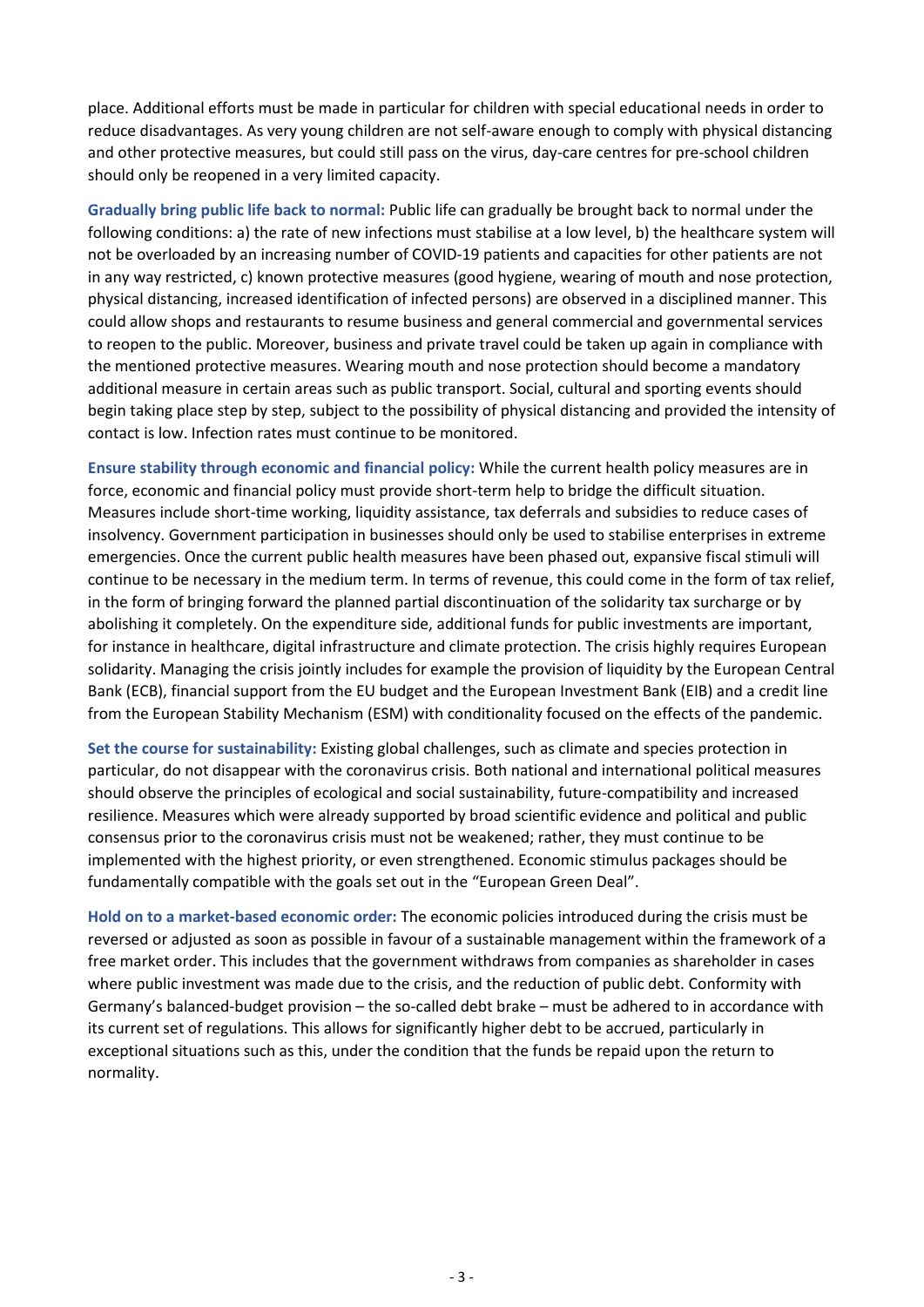place. Additional efforts must be made in particular for children with special educational needs in order to reduce disadvantages. As very young children are not self-aware enough to comply with physical distancing and other protective measures, but could still pass on the virus, day-care centres for pre-school children should only be reopened in a very limited capacity.

**Gradually bring public life back to normal:** Public life can gradually be brought back to normal under the following conditions: a) the rate of new infections must stabilise at a low level, b) the healthcare system will not be overloaded by an increasing number of COVID-19 patients and capacities for other patients are not in any way restricted, c) known protective measures (good hygiene, wearing of mouth and nose protection, physical distancing, increased identification of infected persons) are observed in a disciplined manner. This could allow shops and restaurants to resume business and general commercial and governmental services to reopen to the public. Moreover, business and private travel could be taken up again in compliance with the mentioned protective measures. Wearing mouth and nose protection should become a mandatory additional measure in certain areas such as public transport. Social, cultural and sporting events should begin taking place step by step, subject to the possibility of physical distancing and provided the intensity of contact is low. Infection rates must continue to be monitored.

**Ensure stability through economic and financial policy:** While the current health policy measures are in force, economic and financial policy must provide short-term help to bridge the difficult situation. Measures include short-time working, liquidity assistance, tax deferrals and subsidies to reduce cases of insolvency. Government participation in businesses should only be used to stabilise enterprises in extreme emergencies. Once the current public health measures have been phased out, expansive fiscal stimuli will continue to be necessary in the medium term. In terms of revenue, this could come in the form of tax relief, in the form of bringing forward the planned partial discontinuation of the solidarity tax surcharge or by abolishing it completely. On the expenditure side, additional funds for public investments are important, for instance in healthcare, digital infrastructure and climate protection. The crisis highly requires European solidarity. Managing the crisis jointly includes for example the provision of liquidity by the European Central Bank (ECB), financial support from the EU budget and the European Investment Bank (EIB) and a credit line from the European Stability Mechanism (ESM) with conditionality focused on the effects of the pandemic.

**Set the course for sustainability:** Existing global challenges, such as climate and species protection in particular, do not disappear with the coronavirus crisis. Both national and international political measures should observe the principles of ecological and social sustainability, future-compatibility and increased resilience. Measures which were already supported by broad scientific evidence and political and public consensus prior to the coronavirus crisis must not be weakened; rather, they must continue to be implemented with the highest priority, or even strengthened. Economic stimulus packages should be fundamentally compatible with the goals set out in the "European Green Deal".

**Hold on to a market-based economic order:** The economic policies introduced during the crisis must be reversed or adjusted as soon as possible in favour of a sustainable management within the framework of a free market order. This includes that the government withdraws from companies as shareholder in cases where public investment was made due to the crisis, and the reduction of public debt. Conformity with Germany's balanced-budget provision – the so-called debt brake – must be adhered to in accordance with its current set of regulations. This allows for significantly higher debt to be accrued, particularly in exceptional situations such as this, under the condition that the funds be repaid upon the return to normality.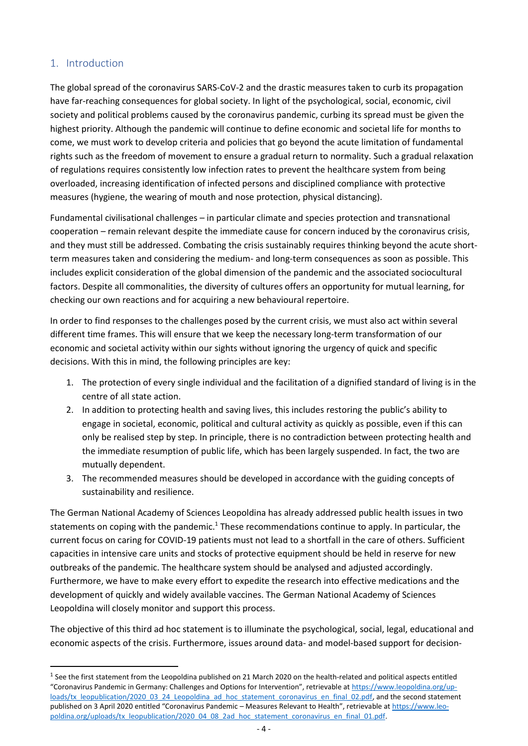## 1. Introduction

The global spread of the coronavirus SARS-CoV-2 and the drastic measures taken to curb its propagation have far-reaching consequences for global society. In light of the psychological, social, economic, civil society and political problems caused by the coronavirus pandemic, curbing its spread must be given the highest priority. Although the pandemic will continue to define economic and societal life for months to come, we must work to develop criteria and policies that go beyond the acute limitation of fundamental rights such as the freedom of movement to ensure a gradual return to normality. Such a gradual relaxation of regulations requires consistently low infection rates to prevent the healthcare system from being overloaded, increasing identification of infected persons and disciplined compliance with protective measures (hygiene, the wearing of mouth and nose protection, physical distancing).

Fundamental civilisational challenges – in particular climate and species protection and transnational cooperation – remain relevant despite the immediate cause for concern induced by the coronavirus crisis, and they must still be addressed. Combating the crisis sustainably requires thinking beyond the acute short-term measures taken and considering the medium- and long-term consequences as soon as possible. This includes explicit consideration of the global dimension of the pandemic and the associated sociocultural factors. Despite all commonalities, the diversity of cultures offers an opportunity for mutual learning, for checking our own reactions and for acquiring a new behavioural repertoire.

In order to find responses to the challenges posed by the current crisis, we must also act within several different time frames. This will ensure that we keep the necessary long-term transformation of our economic and societal activity within our sights without ignoring the urgency of quick and specific decisions. With this in mind, the following principles are key:

1. The protection of every single individual and the facilitation of a dignified standard of living is in the centre of all state action.
2. In addition to protecting health and saving lives, this includes restoring the public's ability to engage in societal, economic, political and cultural activity as quickly as possible, even if this can only be realised step by step. In principle, there is no contradiction between protecting health and the immediate resumption of public life, which has been largely suspended. In fact, the two are mutually dependent.
3. The recommended measures should be developed in accordance with the guiding concepts of sustainability and resilience.

The German National Academy of Sciences Leopoldina has already addressed public health issues in two statements on coping with the pandemic.[1] These recommendations continue to apply. In particular, the current focus on caring for COVID-19 patients must not lead to a shortfall in the care of others. Sufficient capacities in intensive care units and stocks of protective equipment should be held in reserve for new outbreaks of the pandemic. The healthcare system should be analysed and adjusted accordingly. Furthermore, we have to make every effort to expedite the research into effective medications and the development of quickly and widely available vaccines. The German National Academy of Sciences Leopoldina will closely monitor and support this process.

The objective of this third ad hoc statement is to illuminate the psychological, social, legal, educational and economic aspects of the crisis. Furthermore, issues around data- and model-based support for decision-

---

[1] See the first statement from the Leopoldina published on 21 March 2020 on the health-related and political aspects entitled "Coronavirus Pandemic in Germany: Challenges and Options for Intervention", retrievable at https://www.leopoldina.org/uploads/tx_leopublication/2020_03_24_Leopoldina_ad_hoc_statement_coronavirus_en_final_02.pdf, and the second statement published on 3 April 2020 entitled "Coronavirus Pandemic – Measures Relevant to Health", retrievable at https://www.leopoldina.org/uploads/tx_leopublication/2020_04_08_2ad_hoc_statement_coronavirus_en_final_01.pdf.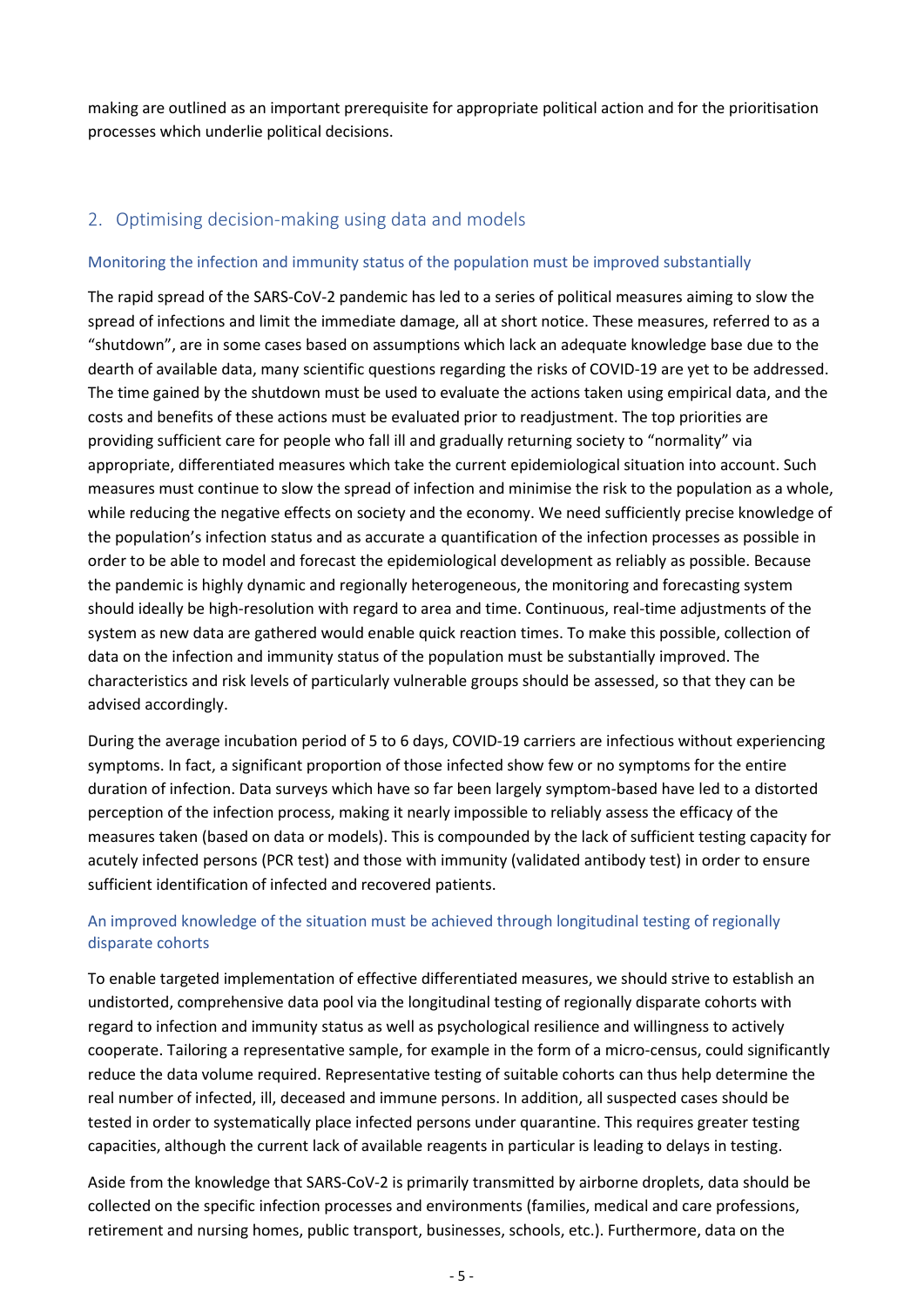making are outlined as an important prerequisite for appropriate political action and for the prioritisation processes which underlie political decisions.

## 2. Optimising decision-making using data and models

### Monitoring the infection and immunity status of the population must be improved substantially

The rapid spread of the SARS-CoV-2 pandemic has led to a series of political measures aiming to slow the spread of infections and limit the immediate damage, all at short notice. These measures, referred to as a "shutdown", are in some cases based on assumptions which lack an adequate knowledge base due to the dearth of available data, many scientific questions regarding the risks of COVID-19 are yet to be addressed. The time gained by the shutdown must be used to evaluate the actions taken using empirical data, and the costs and benefits of these actions must be evaluated prior to readjustment. The top priorities are providing sufficient care for people who fall ill and gradually returning society to "normality" via appropriate, differentiated measures which take the current epidemiological situation into account. Such measures must continue to slow the spread of infection and minimise the risk to the population as a whole, while reducing the negative effects on society and the economy. We need sufficiently precise knowledge of the population's infection status and as accurate a quantification of the infection processes as possible in order to be able to model and forecast the epidemiological development as reliably as possible. Because the pandemic is highly dynamic and regionally heterogeneous, the monitoring and forecasting system should ideally be high-resolution with regard to area and time. Continuous, real-time adjustments of the system as new data are gathered would enable quick reaction times. To make this possible, collection of data on the infection and immunity status of the population must be substantially improved. The characteristics and risk levels of particularly vulnerable groups should be assessed, so that they can be advised accordingly.

During the average incubation period of 5 to 6 days, COVID-19 carriers are infectious without experiencing symptoms. In fact, a significant proportion of those infected show few or no symptoms for the entire duration of infection. Data surveys which have so far been largely symptom-based have led to a distorted perception of the infection process, making it nearly impossible to reliably assess the efficacy of the measures taken (based on data or models). This is compounded by the lack of sufficient testing capacity for acutely infected persons (PCR test) and those with immunity (validated antibody test) in order to ensure sufficient identification of infected and recovered patients.

### An improved knowledge of the situation must be achieved through longitudinal testing of regionally disparate cohorts

To enable targeted implementation of effective differentiated measures, we should strive to establish an undistorted, comprehensive data pool via the longitudinal testing of regionally disparate cohorts with regard to infection and immunity status as well as psychological resilience and willingness to actively cooperate. Tailoring a representative sample, for example in the form of a micro-census, could significantly reduce the data volume required. Representative testing of suitable cohorts can thus help determine the real number of infected, ill, deceased and immune persons. In addition, all suspected cases should be tested in order to systematically place infected persons under quarantine. This requires greater testing capacities, although the current lack of available reagents in particular is leading to delays in testing.

Aside from the knowledge that SARS-CoV-2 is primarily transmitted by airborne droplets, data should be collected on the specific infection processes and environments (families, medical and care professions, retirement and nursing homes, public transport, businesses, schools, etc.). Furthermore, data on the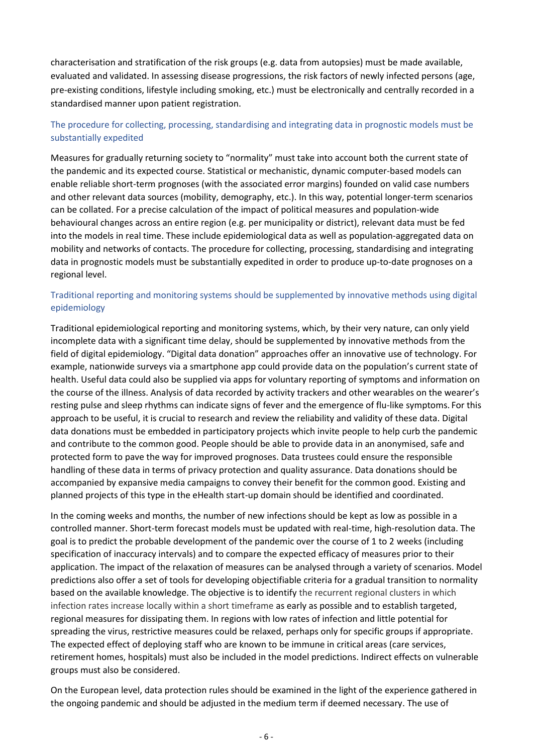characterisation and stratification of the risk groups (e.g. data from autopsies) must be made available, evaluated and validated. In assessing disease progressions, the risk factors of newly infected persons (age, pre-existing conditions, lifestyle including smoking, etc.) must be electronically and centrally recorded in a standardised manner upon patient registration.

### The procedure for collecting, processing, standardising and integrating data in prognostic models must be substantially expedited

Measures for gradually returning society to "normality" must take into account both the current state of the pandemic and its expected course. Statistical or mechanistic, dynamic computer-based models can enable reliable short-term prognoses (with the associated error margins) founded on valid case numbers and other relevant data sources (mobility, demography, etc.). In this way, potential longer-term scenarios can be collated. For a precise calculation of the impact of political measures and population-wide behavioural changes across an entire region (e.g. per municipality or district), relevant data must be fed into the models in real time. These include epidemiological data as well as population-aggregated data on mobility and networks of contacts. The procedure for collecting, processing, standardising and integrating data in prognostic models must be substantially expedited in order to produce up-to-date prognoses on a regional level.

### Traditional reporting and monitoring systems should be supplemented by innovative methods using digital epidemiology

Traditional epidemiological reporting and monitoring systems, which, by their very nature, can only yield incomplete data with a significant time delay, should be supplemented by innovative methods from the field of digital epidemiology. "Digital data donation" approaches offer an innovative use of technology. For example, nationwide surveys via a smartphone app could provide data on the population's current state of health. Useful data could also be supplied via apps for voluntary reporting of symptoms and information on the course of the illness. Analysis of data recorded by activity trackers and other wearables on the wearer's resting pulse and sleep rhythms can indicate signs of fever and the emergence of flu-like symptoms. For this approach to be useful, it is crucial to research and review the reliability and validity of these data. Digital data donations must be embedded in participatory projects which invite people to help curb the pandemic and contribute to the common good. People should be able to provide data in an anonymised, safe and protected form to pave the way for improved prognoses. Data trustees could ensure the responsible handling of these data in terms of privacy protection and quality assurance. Data donations should be accompanied by expansive media campaigns to convey their benefit for the common good. Existing and planned projects of this type in the eHealth start-up domain should be identified and coordinated.

In the coming weeks and months, the number of new infections should be kept as low as possible in a controlled manner. Short-term forecast models must be updated with real-time, high-resolution data. The goal is to predict the probable development of the pandemic over the course of 1 to 2 weeks (including specification of inaccuracy intervals) and to compare the expected efficacy of measures prior to their application. The impact of the relaxation of measures can be analysed through a variety of scenarios. Model predictions also offer a set of tools for developing objectifiable criteria for a gradual transition to normality based on the available knowledge. The objective is to identify the recurrent regional clusters in which infection rates increase locally within a short timeframe as early as possible and to establish targeted, regional measures for dissipating them. In regions with low rates of infection and little potential for spreading the virus, restrictive measures could be relaxed, perhaps only for specific groups if appropriate. The expected effect of deploying staff who are known to be immune in critical areas (care services, retirement homes, hospitals) must also be included in the model predictions. Indirect effects on vulnerable groups must also be considered.

On the European level, data protection rules should be examined in the light of the experience gathered in the ongoing pandemic and should be adjusted in the medium term if deemed necessary. The use of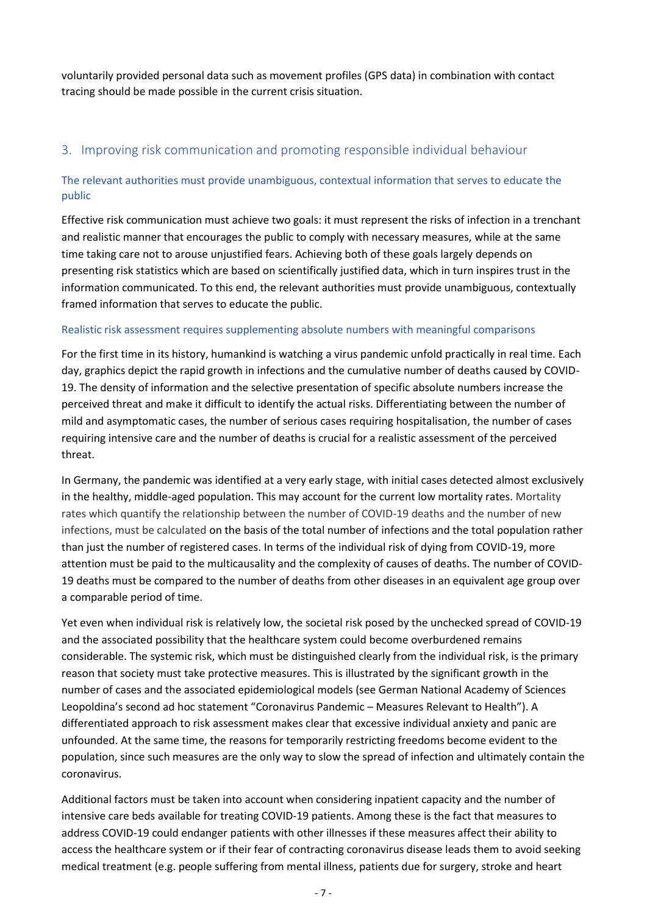voluntarily provided personal data such as movement profiles (GPS data) in combination with contact tracing should be made possible in the current crisis situation.

## 3. Improving risk communication and promoting responsible individual behaviour

### The relevant authorities must provide unambiguous, contextual information that serves to educate the public

Effective risk communication must achieve two goals: it must represent the risks of infection in a trenchant and realistic manner that encourages the public to comply with necessary measures, while at the same time taking care not to arouse unjustified fears. Achieving both of these goals largely depends on presenting risk statistics which are based on scientifically justified data, which in turn inspires trust in the information communicated. To this end, the relevant authorities must provide unambiguous, contextually framed information that serves to educate the public.

#### Realistic risk assessment requires supplementing absolute numbers with meaningful comparisons

For the first time in its history, humankind is watching a virus pandemic unfold practically in real time. Each day, graphics depict the rapid growth in infections and the cumulative number of deaths caused by COVID-19. The density of information and the selective presentation of specific absolute numbers increase the perceived threat and make it difficult to identify the actual risks. Differentiating between the number of mild and asymptomatic cases, the number of serious cases requiring hospitalisation, the number of cases requiring intensive care and the number of deaths is crucial for a realistic assessment of the perceived threat.

In Germany, the pandemic was identified at a very early stage, with initial cases detected almost exclusively in the healthy, middle-aged population. This may account for the current low mortality rates. Mortality rates which quantify the relationship between the number of COVID-19 deaths and the number of new infections, must be calculated on the basis of the total number of infections and the total population rather than just the number of registered cases. In terms of the individual risk of dying from COVID-19, more attention must be paid to the multicausality and the complexity of causes of deaths. The number of COVID-19 deaths must be compared to the number of deaths from other diseases in an equivalent age group over a comparable period of time.

Yet even when individual risk is relatively low, the societal risk posed by the unchecked spread of COVID-19 and the associated possibility that the healthcare system could become overburdened remains considerable. The systemic risk, which must be distinguished clearly from the individual risk, is the primary reason that society must take protective measures. This is illustrated by the significant growth in the number of cases and the associated epidemiological models (see German National Academy of Sciences Leopoldina's second ad hoc statement "Coronavirus Pandemic – Measures Relevant to Health"). A differentiated approach to risk assessment makes clear that excessive individual anxiety and panic are unfounded. At the same time, the reasons for temporarily restricting freedoms become evident to the population, since such measures are the only way to slow the spread of infection and ultimately contain the coronavirus.

Additional factors must be taken into account when considering inpatient capacity and the number of intensive care beds available for treating COVID-19 patients. Among these is the fact that measures to address COVID-19 could endanger patients with other illnesses if these measures affect their ability to access the healthcare system or if their fear of contracting coronavirus disease leads them to avoid seeking medical treatment (e.g. people suffering from mental illness, patients due for surgery, stroke and heart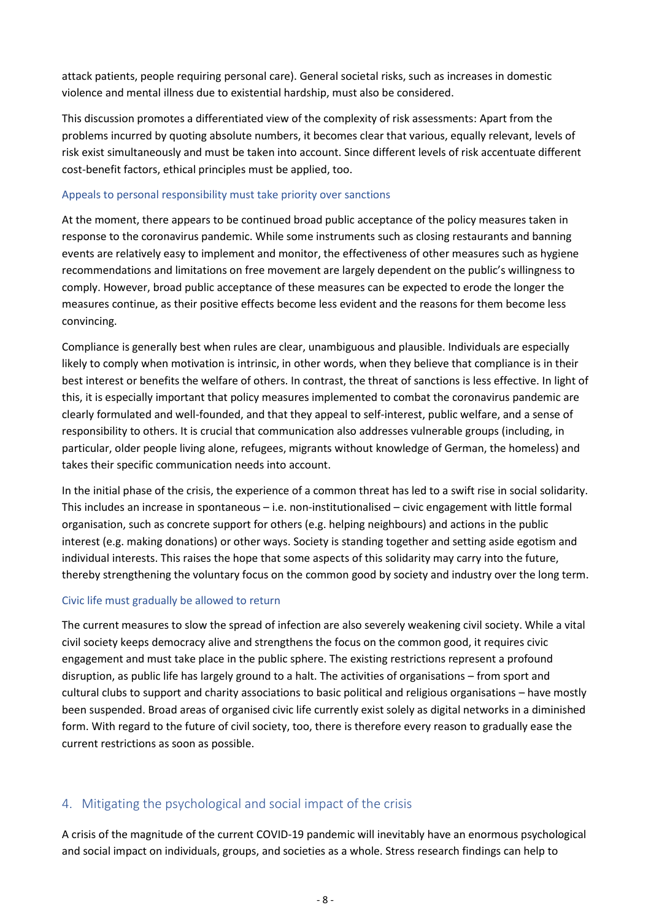attack patients, people requiring personal care). General societal risks, such as increases in domestic violence and mental illness due to existential hardship, must also be considered.

This discussion promotes a differentiated view of the complexity of risk assessments: Apart from the problems incurred by quoting absolute numbers, it becomes clear that various, equally relevant, levels of risk exist simultaneously and must be taken into account. Since different levels of risk accentuate different cost-benefit factors, ethical principles must be applied, too.

### Appeals to personal responsibility must take priority over sanctions

At the moment, there appears to be continued broad public acceptance of the policy measures taken in response to the coronavirus pandemic. While some instruments such as closing restaurants and banning events are relatively easy to implement and monitor, the effectiveness of other measures such as hygiene recommendations and limitations on free movement are largely dependent on the public's willingness to comply. However, broad public acceptance of these measures can be expected to erode the longer the measures continue, as their positive effects become less evident and the reasons for them become less convincing.

Compliance is generally best when rules are clear, unambiguous and plausible. Individuals are especially likely to comply when motivation is intrinsic, in other words, when they believe that compliance is in their best interest or benefits the welfare of others. In contrast, the threat of sanctions is less effective. In light of this, it is especially important that policy measures implemented to combat the coronavirus pandemic are clearly formulated and well-founded, and that they appeal to self-interest, public welfare, and a sense of responsibility to others. It is crucial that communication also addresses vulnerable groups (including, in particular, older people living alone, refugees, migrants without knowledge of German, the homeless) and takes their specific communication needs into account.

In the initial phase of the crisis, the experience of a common threat has led to a swift rise in social solidarity. This includes an increase in spontaneous – i.e. non-institutionalised – civic engagement with little formal organisation, such as concrete support for others (e.g. helping neighbours) and actions in the public interest (e.g. making donations) or other ways. Society is standing together and setting aside egotism and individual interests. This raises the hope that some aspects of this solidarity may carry into the future, thereby strengthening the voluntary focus on the common good by society and industry over the long term.

### Civic life must gradually be allowed to return

The current measures to slow the spread of infection are also severely weakening civil society. While a vital civil society keeps democracy alive and strengthens the focus on the common good, it requires civic engagement and must take place in the public sphere. The existing restrictions represent a profound disruption, as public life has largely ground to a halt. The activities of organisations – from sport and cultural clubs to support and charity associations to basic political and religious organisations – have mostly been suspended. Broad areas of organised civic life currently exist solely as digital networks in a diminished form. With regard to the future of civil society, too, there is therefore every reason to gradually ease the current restrictions as soon as possible.

## 4. Mitigating the psychological and social impact of the crisis

A crisis of the magnitude of the current COVID-19 pandemic will inevitably have an enormous psychological and social impact on individuals, groups, and societies as a whole. Stress research findings can help to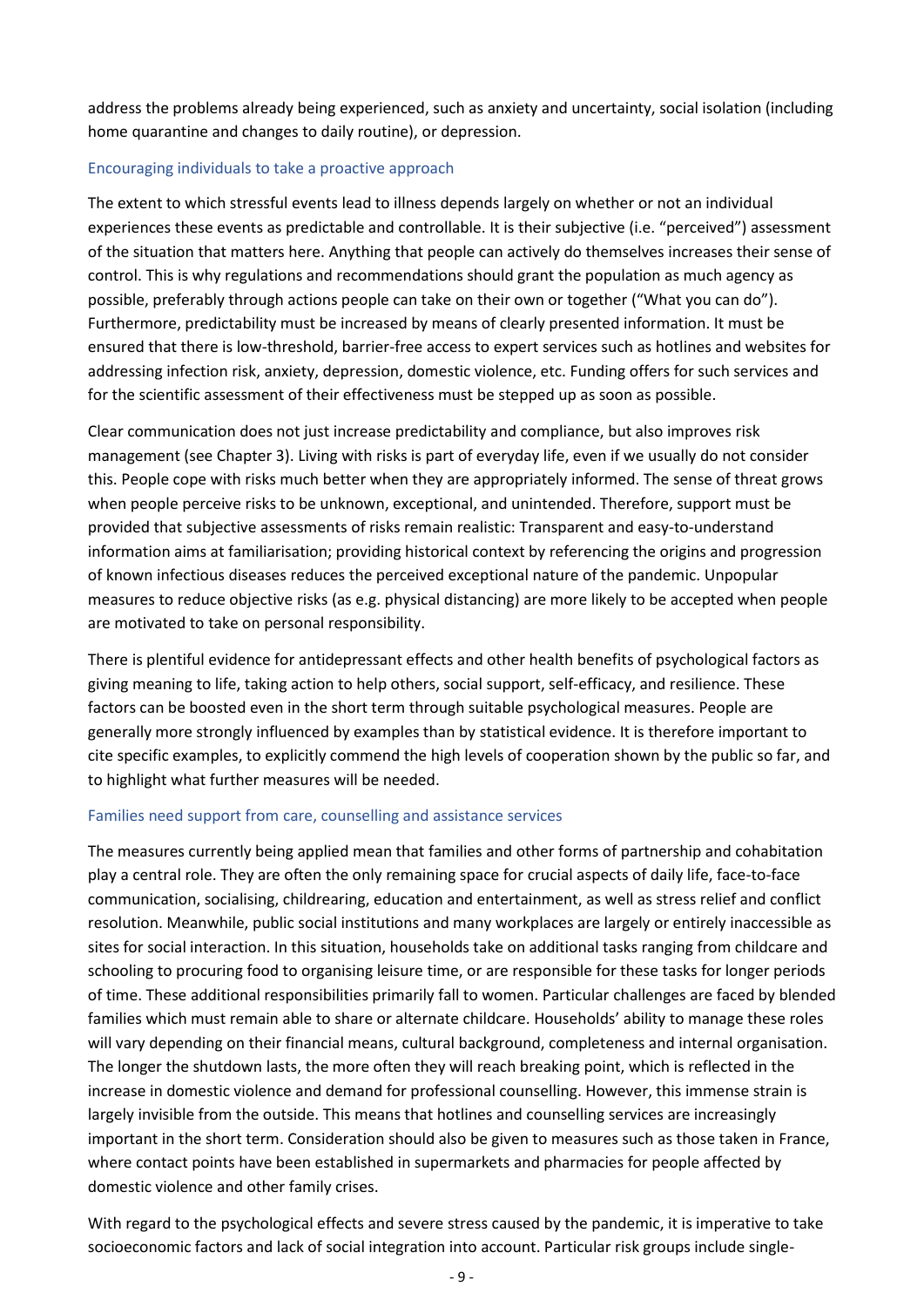address the problems already being experienced, such as anxiety and uncertainty, social isolation (including home quarantine and changes to daily routine), or depression.

### Encouraging individuals to take a proactive approach

The extent to which stressful events lead to illness depends largely on whether or not an individual experiences these events as predictable and controllable. It is their subjective (i.e. "perceived") assessment of the situation that matters here. Anything that people can actively do themselves increases their sense of control. This is why regulations and recommendations should grant the population as much agency as possible, preferably through actions people can take on their own or together ("What you can do"). Furthermore, predictability must be increased by means of clearly presented information. It must be ensured that there is low-threshold, barrier-free access to expert services such as hotlines and websites for addressing infection risk, anxiety, depression, domestic violence, etc. Funding offers for such services and for the scientific assessment of their effectiveness must be stepped up as soon as possible.

Clear communication does not just increase predictability and compliance, but also improves risk management (see Chapter 3). Living with risks is part of everyday life, even if we usually do not consider this. People cope with risks much better when they are appropriately informed. The sense of threat grows when people perceive risks to be unknown, exceptional, and unintended. Therefore, support must be provided that subjective assessments of risks remain realistic: Transparent and easy-to-understand information aims at familiarisation; providing historical context by referencing the origins and progression of known infectious diseases reduces the perceived exceptional nature of the pandemic. Unpopular measures to reduce objective risks (as e.g. physical distancing) are more likely to be accepted when people are motivated to take on personal responsibility.

There is plentiful evidence for antidepressant effects and other health benefits of psychological factors as giving meaning to life, taking action to help others, social support, self-efficacy, and resilience. These factors can be boosted even in the short term through suitable psychological measures. People are generally more strongly influenced by examples than by statistical evidence. It is therefore important to cite specific examples, to explicitly commend the high levels of cooperation shown by the public so far, and to highlight what further measures will be needed.

### Families need support from care, counselling and assistance services

The measures currently being applied mean that families and other forms of partnership and cohabitation play a central role. They are often the only remaining space for crucial aspects of daily life, face-to-face communication, socialising, childrearing, education and entertainment, as well as stress relief and conflict resolution. Meanwhile, public social institutions and many workplaces are largely or entirely inaccessible as sites for social interaction. In this situation, households take on additional tasks ranging from childcare and schooling to procuring food to organising leisure time, or are responsible for these tasks for longer periods of time. These additional responsibilities primarily fall to women. Particular challenges are faced by blended families which must remain able to share or alternate childcare. Households' ability to manage these roles will vary depending on their financial means, cultural background, completeness and internal organisation. The longer the shutdown lasts, the more often they will reach breaking point, which is reflected in the increase in domestic violence and demand for professional counselling. However, this immense strain is largely invisible from the outside. This means that hotlines and counselling services are increasingly important in the short term. Consideration should also be given to measures such as those taken in France, where contact points have been established in supermarkets and pharmacies for people affected by domestic violence and other family crises.

With regard to the psychological effects and severe stress caused by the pandemic, it is imperative to take socioeconomic factors and lack of social integration into account. Particular risk groups include single-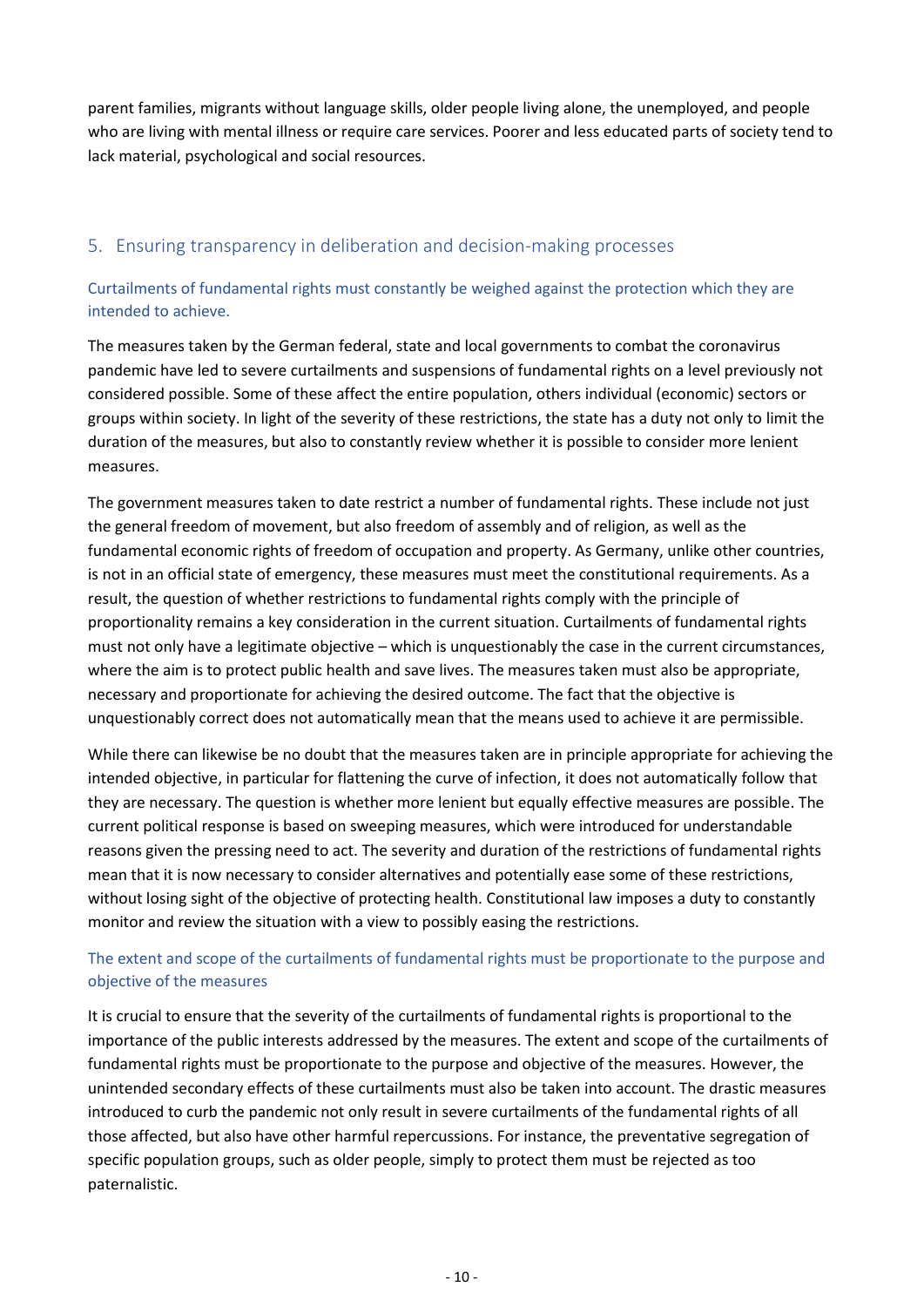parent families, migrants without language skills, older people living alone, the unemployed, and people who are living with mental illness or require care services. Poorer and less educated parts of society tend to lack material, psychological and social resources.

## 5. Ensuring transparency in deliberation and decision-making processes

### Curtailments of fundamental rights must constantly be weighed against the protection which they are intended to achieve.

The measures taken by the German federal, state and local governments to combat the coronavirus pandemic have led to severe curtailments and suspensions of fundamental rights on a level previously not considered possible. Some of these affect the entire population, others individual (economic) sectors or groups within society. In light of the severity of these restrictions, the state has a duty not only to limit the duration of the measures, but also to constantly review whether it is possible to consider more lenient measures.

The government measures taken to date restrict a number of fundamental rights. These include not just the general freedom of movement, but also freedom of assembly and of religion, as well as the fundamental economic rights of freedom of occupation and property. As Germany, unlike other countries, is not in an official state of emergency, these measures must meet the constitutional requirements. As a result, the question of whether restrictions to fundamental rights comply with the principle of proportionality remains a key consideration in the current situation. Curtailments of fundamental rights must not only have a legitimate objective – which is unquestionably the case in the current circumstances, where the aim is to protect public health and save lives. The measures taken must also be appropriate, necessary and proportionate for achieving the desired outcome. The fact that the objective is unquestionably correct does not automatically mean that the means used to achieve it are permissible.

While there can likewise be no doubt that the measures taken are in principle appropriate for achieving the intended objective, in particular for flattening the curve of infection, it does not automatically follow that they are necessary. The question is whether more lenient but equally effective measures are possible. The current political response is based on sweeping measures, which were introduced for understandable reasons given the pressing need to act. The severity and duration of the restrictions of fundamental rights mean that it is now necessary to consider alternatives and potentially ease some of these restrictions, without losing sight of the objective of protecting health. Constitutional law imposes a duty to constantly monitor and review the situation with a view to possibly easing the restrictions.

### The extent and scope of the curtailments of fundamental rights must be proportionate to the purpose and objective of the measures

It is crucial to ensure that the severity of the curtailments of fundamental rights is proportional to the importance of the public interests addressed by the measures. The extent and scope of the curtailments of fundamental rights must be proportionate to the purpose and objective of the measures. However, the unintended secondary effects of these curtailments must also be taken into account. The drastic measures introduced to curb the pandemic not only result in severe curtailments of the fundamental rights of all those affected, but also have other harmful repercussions. For instance, the preventative segregation of specific population groups, such as older people, simply to protect them must be rejected as too paternalistic.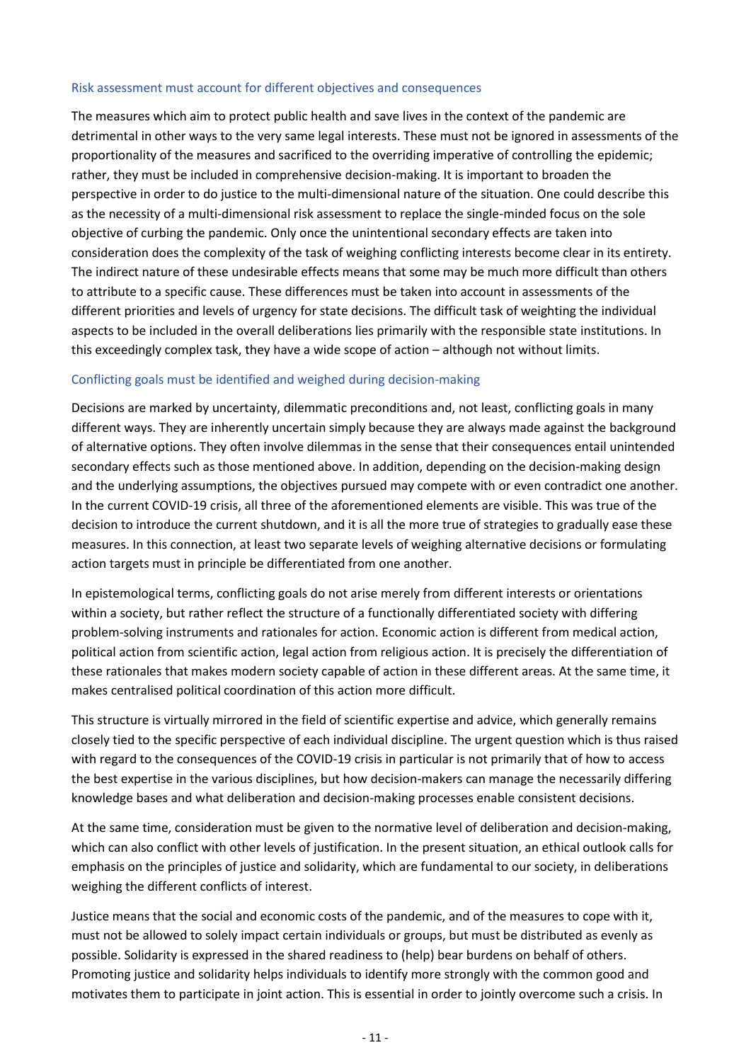### Risk assessment must account for different objectives and consequences

The measures which aim to protect public health and save lives in the context of the pandemic are detrimental in other ways to the very same legal interests. These must not be ignored in assessments of the proportionality of the measures and sacrificed to the overriding imperative of controlling the epidemic; rather, they must be included in comprehensive decision-making. It is important to broaden the perspective in order to do justice to the multi-dimensional nature of the situation. One could describe this as the necessity of a multi-dimensional risk assessment to replace the single-minded focus on the sole objective of curbing the pandemic. Only once the unintentional secondary effects are taken into consideration does the complexity of the task of weighing conflicting interests become clear in its entirety. The indirect nature of these undesirable effects means that some may be much more difficult than others to attribute to a specific cause. These differences must be taken into account in assessments of the different priorities and levels of urgency for state decisions. The difficult task of weighting the individual aspects to be included in the overall deliberations lies primarily with the responsible state institutions. In this exceedingly complex task, they have a wide scope of action – although not without limits.

### Conflicting goals must be identified and weighed during decision-making

Decisions are marked by uncertainty, dilemmatic preconditions and, not least, conflicting goals in many different ways. They are inherently uncertain simply because they are always made against the background of alternative options. They often involve dilemmas in the sense that their consequences entail unintended secondary effects such as those mentioned above. In addition, depending on the decision-making design and the underlying assumptions, the objectives pursued may compete with or even contradict one another. In the current COVID-19 crisis, all three of the aforementioned elements are visible. This was true of the decision to introduce the current shutdown, and it is all the more true of strategies to gradually ease these measures. In this connection, at least two separate levels of weighing alternative decisions or formulating action targets must in principle be differentiated from one another.

In epistemological terms, conflicting goals do not arise merely from different interests or orientations within a society, but rather reflect the structure of a functionally differentiated society with differing problem-solving instruments and rationales for action. Economic action is different from medical action, political action from scientific action, legal action from religious action. It is precisely the differentiation of these rationales that makes modern society capable of action in these different areas. At the same time, it makes centralised political coordination of this action more difficult.

This structure is virtually mirrored in the field of scientific expertise and advice, which generally remains closely tied to the specific perspective of each individual discipline. The urgent question which is thus raised with regard to the consequences of the COVID-19 crisis in particular is not primarily that of how to access the best expertise in the various disciplines, but how decision-makers can manage the necessarily differing knowledge bases and what deliberation and decision-making processes enable consistent decisions.

At the same time, consideration must be given to the normative level of deliberation and decision-making, which can also conflict with other levels of justification. In the present situation, an ethical outlook calls for emphasis on the principles of justice and solidarity, which are fundamental to our society, in deliberations weighing the different conflicts of interest.

Justice means that the social and economic costs of the pandemic, and of the measures to cope with it, must not be allowed to solely impact certain individuals or groups, but must be distributed as evenly as possible. Solidarity is expressed in the shared readiness to (help) bear burdens on behalf of others. Promoting justice and solidarity helps individuals to identify more strongly with the common good and motivates them to participate in joint action. This is essential in order to jointly overcome such a crisis. In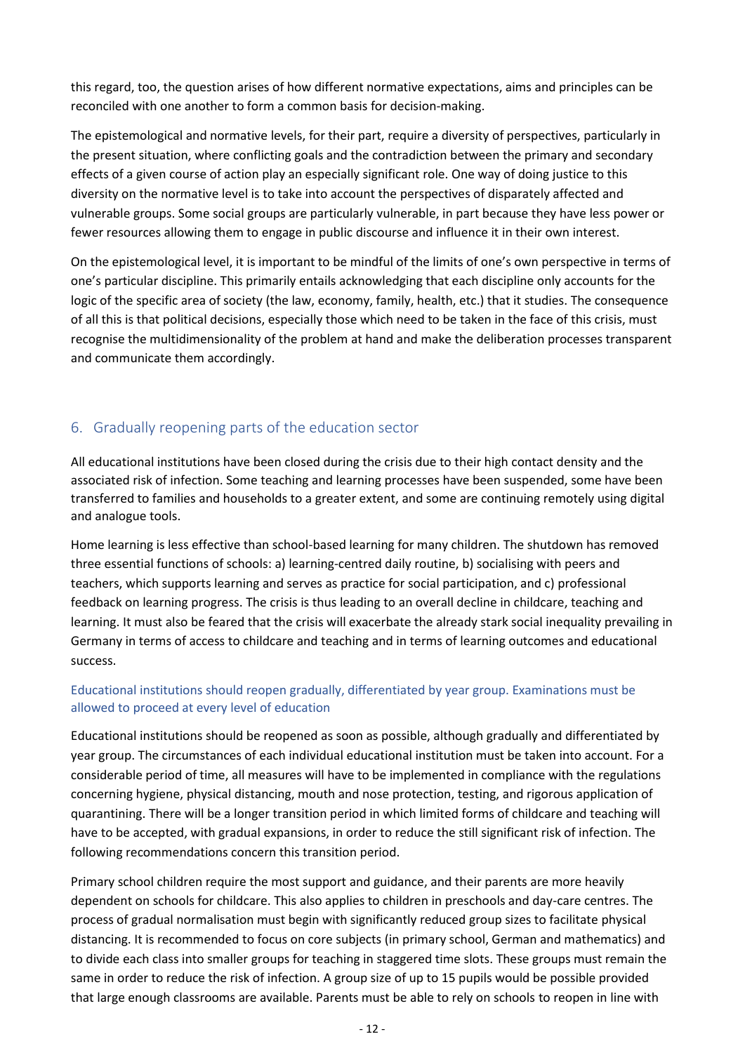this regard, too, the question arises of how different normative expectations, aims and principles can be reconciled with one another to form a common basis for decision-making.

The epistemological and normative levels, for their part, require a diversity of perspectives, particularly in the present situation, where conflicting goals and the contradiction between the primary and secondary effects of a given course of action play an especially significant role. One way of doing justice to this diversity on the normative level is to take into account the perspectives of disparately affected and vulnerable groups. Some social groups are particularly vulnerable, in part because they have less power or fewer resources allowing them to engage in public discourse and influence it in their own interest.

On the epistemological level, it is important to be mindful of the limits of one's own perspective in terms of one's particular discipline. This primarily entails acknowledging that each discipline only accounts for the logic of the specific area of society (the law, economy, family, health, etc.) that it studies. The consequence of all this is that political decisions, especially those which need to be taken in the face of this crisis, must recognise the multidimensionality of the problem at hand and make the deliberation processes transparent and communicate them accordingly.

## 6. Gradually reopening parts of the education sector

All educational institutions have been closed during the crisis due to their high contact density and the associated risk of infection. Some teaching and learning processes have been suspended, some have been transferred to families and households to a greater extent, and some are continuing remotely using digital and analogue tools.

Home learning is less effective than school-based learning for many children. The shutdown has removed three essential functions of schools: a) learning-centred daily routine, b) socialising with peers and teachers, which supports learning and serves as practice for social participation, and c) professional feedback on learning progress. The crisis is thus leading to an overall decline in childcare, teaching and learning. It must also be feared that the crisis will exacerbate the already stark social inequality prevailing in Germany in terms of access to childcare and teaching and in terms of learning outcomes and educational success.

### Educational institutions should reopen gradually, differentiated by year group. Examinations must be allowed to proceed at every level of education

Educational institutions should be reopened as soon as possible, although gradually and differentiated by year group. The circumstances of each individual educational institution must be taken into account. For a considerable period of time, all measures will have to be implemented in compliance with the regulations concerning hygiene, physical distancing, mouth and nose protection, testing, and rigorous application of quarantining. There will be a longer transition period in which limited forms of childcare and teaching will have to be accepted, with gradual expansions, in order to reduce the still significant risk of infection. The following recommendations concern this transition period.

Primary school children require the most support and guidance, and their parents are more heavily dependent on schools for childcare. This also applies to children in preschools and day-care centres. The process of gradual normalisation must begin with significantly reduced group sizes to facilitate physical distancing. It is recommended to focus on core subjects (in primary school, German and mathematics) and to divide each class into smaller groups for teaching in staggered time slots. These groups must remain the same in order to reduce the risk of infection. A group size of up to 15 pupils would be possible provided that large enough classrooms are available. Parents must be able to rely on schools to reopen in line with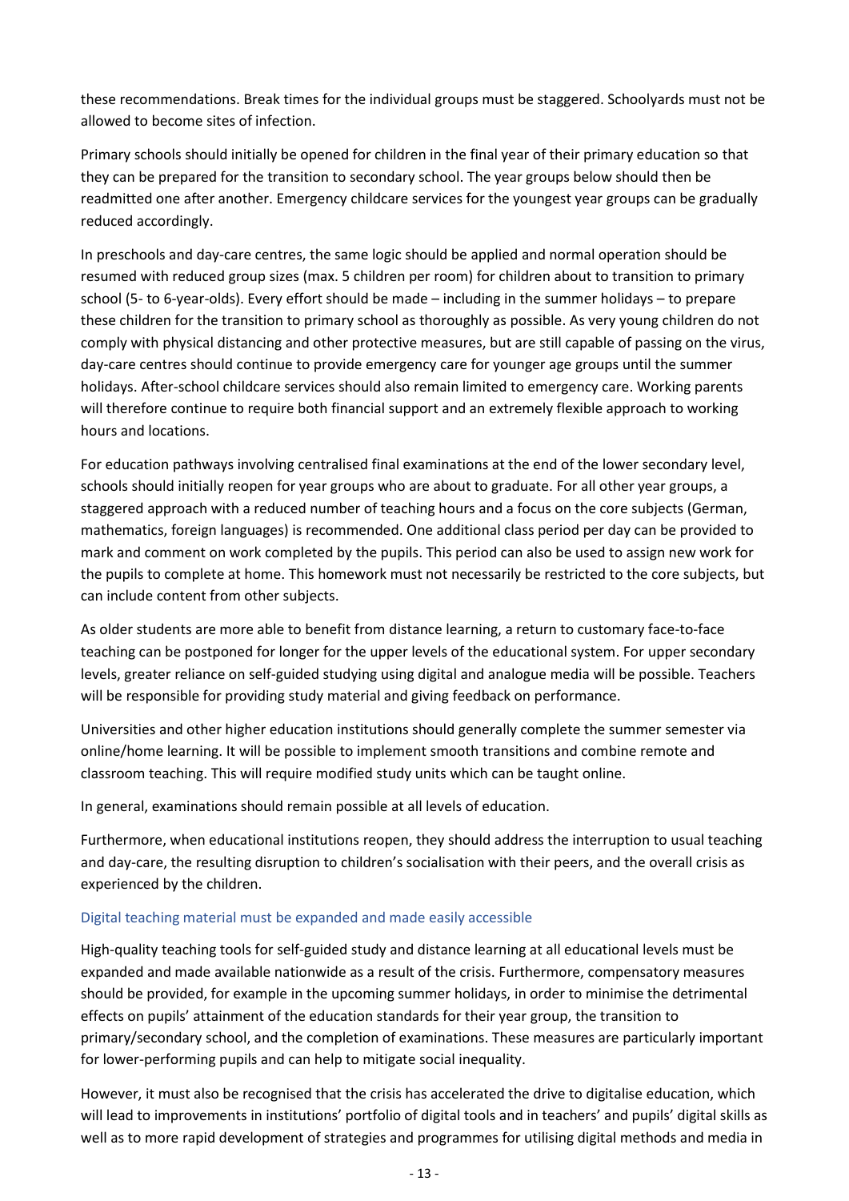these recommendations. Break times for the individual groups must be staggered. Schoolyards must not be allowed to become sites of infection.

Primary schools should initially be opened for children in the final year of their primary education so that they can be prepared for the transition to secondary school. The year groups below should then be readmitted one after another. Emergency childcare services for the youngest year groups can be gradually reduced accordingly.

In preschools and day-care centres, the same logic should be applied and normal operation should be resumed with reduced group sizes (max. 5 children per room) for children about to transition to primary school (5- to 6-year-olds). Every effort should be made – including in the summer holidays – to prepare these children for the transition to primary school as thoroughly as possible. As very young children do not comply with physical distancing and other protective measures, but are still capable of passing on the virus, day-care centres should continue to provide emergency care for younger age groups until the summer holidays. After-school childcare services should also remain limited to emergency care. Working parents will therefore continue to require both financial support and an extremely flexible approach to working hours and locations.

For education pathways involving centralised final examinations at the end of the lower secondary level, schools should initially reopen for year groups who are about to graduate. For all other year groups, a staggered approach with a reduced number of teaching hours and a focus on the core subjects (German, mathematics, foreign languages) is recommended. One additional class period per day can be provided to mark and comment on work completed by the pupils. This period can also be used to assign new work for the pupils to complete at home. This homework must not necessarily be restricted to the core subjects, but can include content from other subjects.

As older students are more able to benefit from distance learning, a return to customary face-to-face teaching can be postponed for longer for the upper levels of the educational system. For upper secondary levels, greater reliance on self-guided studying using digital and analogue media will be possible. Teachers will be responsible for providing study material and giving feedback on performance.

Universities and other higher education institutions should generally complete the summer semester via online/home learning. It will be possible to implement smooth transitions and combine remote and classroom teaching. This will require modified study units which can be taught online.

In general, examinations should remain possible at all levels of education.

Furthermore, when educational institutions reopen, they should address the interruption to usual teaching and day-care, the resulting disruption to children's socialisation with their peers, and the overall crisis as experienced by the children.

### Digital teaching material must be expanded and made easily accessible

High-quality teaching tools for self-guided study and distance learning at all educational levels must be expanded and made available nationwide as a result of the crisis. Furthermore, compensatory measures should be provided, for example in the upcoming summer holidays, in order to minimise the detrimental effects on pupils' attainment of the education standards for their year group, the transition to primary/secondary school, and the completion of examinations. These measures are particularly important for lower-performing pupils and can help to mitigate social inequality.

However, it must also be recognised that the crisis has accelerated the drive to digitalise education, which will lead to improvements in institutions' portfolio of digital tools and in teachers' and pupils' digital skills as well as to more rapid development of strategies and programmes for utilising digital methods and media in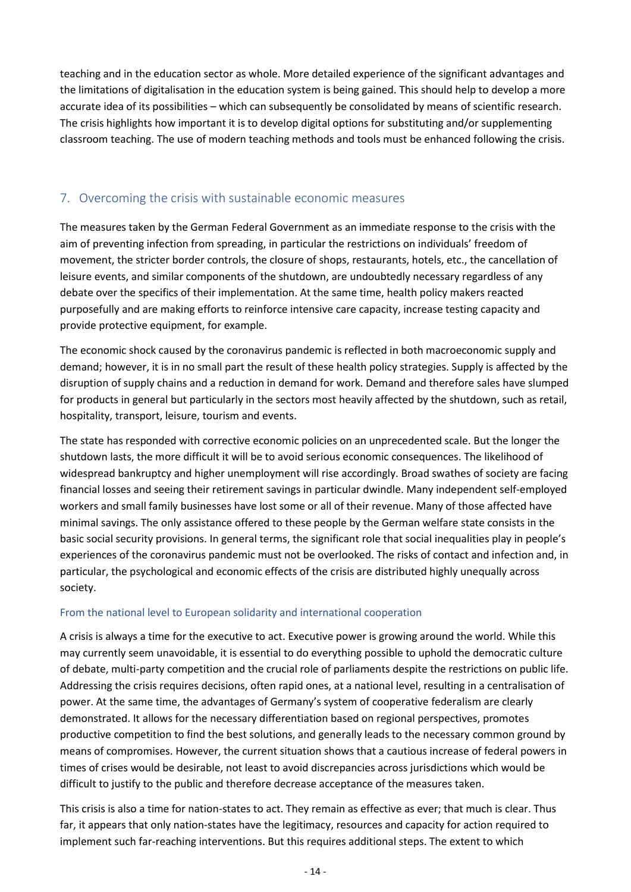teaching and in the education sector as whole. More detailed experience of the significant advantages and the limitations of digitalisation in the education system is being gained. This should help to develop a more accurate idea of its possibilities – which can subsequently be consolidated by means of scientific research. The crisis highlights how important it is to develop digital options for substituting and/or supplementing classroom teaching. The use of modern teaching methods and tools must be enhanced following the crisis.

## 7. Overcoming the crisis with sustainable economic measures

The measures taken by the German Federal Government as an immediate response to the crisis with the aim of preventing infection from spreading, in particular the restrictions on individuals' freedom of movement, the stricter border controls, the closure of shops, restaurants, hotels, etc., the cancellation of leisure events, and similar components of the shutdown, are undoubtedly necessary regardless of any debate over the specifics of their implementation. At the same time, health policy makers reacted purposefully and are making efforts to reinforce intensive care capacity, increase testing capacity and provide protective equipment, for example.

The economic shock caused by the coronavirus pandemic is reflected in both macroeconomic supply and demand; however, it is in no small part the result of these health policy strategies. Supply is affected by the disruption of supply chains and a reduction in demand for work. Demand and therefore sales have slumped for products in general but particularly in the sectors most heavily affected by the shutdown, such as retail, hospitality, transport, leisure, tourism and events.

The state has responded with corrective economic policies on an unprecedented scale. But the longer the shutdown lasts, the more difficult it will be to avoid serious economic consequences. The likelihood of widespread bankruptcy and higher unemployment will rise accordingly. Broad swathes of society are facing financial losses and seeing their retirement savings in particular dwindle. Many independent self-employed workers and small family businesses have lost some or all of their revenue. Many of those affected have minimal savings. The only assistance offered to these people by the German welfare state consists in the basic social security provisions. In general terms, the significant role that social inequalities play in people's experiences of the coronavirus pandemic must not be overlooked. The risks of contact and infection and, in particular, the psychological and economic effects of the crisis are distributed highly unequally across society.

### From the national level to European solidarity and international cooperation

A crisis is always a time for the executive to act. Executive power is growing around the world. While this may currently seem unavoidable, it is essential to do everything possible to uphold the democratic culture of debate, multi-party competition and the crucial role of parliaments despite the restrictions on public life. Addressing the crisis requires decisions, often rapid ones, at a national level, resulting in a centralisation of power. At the same time, the advantages of Germany's system of cooperative federalism are clearly demonstrated. It allows for the necessary differentiation based on regional perspectives, promotes productive competition to find the best solutions, and generally leads to the necessary common ground by means of compromises. However, the current situation shows that a cautious increase of federal powers in times of crises would be desirable, not least to avoid discrepancies across jurisdictions which would be difficult to justify to the public and therefore decrease acceptance of the measures taken.

This crisis is also a time for nation-states to act. They remain as effective as ever; that much is clear. Thus far, it appears that only nation-states have the legitimacy, resources and capacity for action required to implement such far-reaching interventions. But this requires additional steps. The extent to which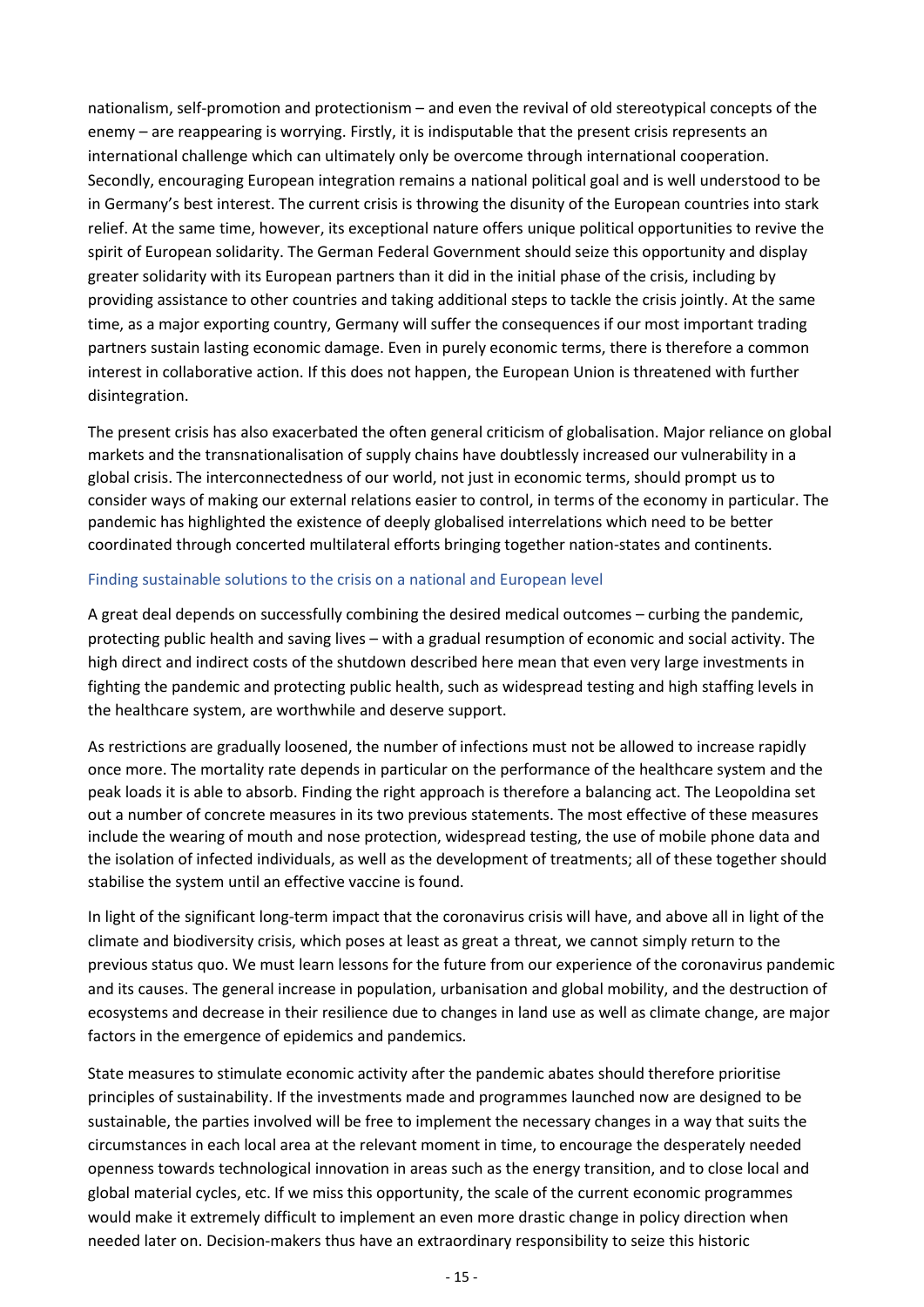nationalism, self-promotion and protectionism – and even the revival of old stereotypical concepts of the enemy – are reappearing is worrying. Firstly, it is indisputable that the present crisis represents an international challenge which can ultimately only be overcome through international cooperation. Secondly, encouraging European integration remains a national political goal and is well understood to be in Germany's best interest. The current crisis is throwing the disunity of the European countries into stark relief. At the same time, however, its exceptional nature offers unique political opportunities to revive the spirit of European solidarity. The German Federal Government should seize this opportunity and display greater solidarity with its European partners than it did in the initial phase of the crisis, including by providing assistance to other countries and taking additional steps to tackle the crisis jointly. At the same time, as a major exporting country, Germany will suffer the consequences if our most important trading partners sustain lasting economic damage. Even in purely economic terms, there is therefore a common interest in collaborative action. If this does not happen, the European Union is threatened with further disintegration.

The present crisis has also exacerbated the often general criticism of globalisation. Major reliance on global markets and the transnationalisation of supply chains have doubtlessly increased our vulnerability in a global crisis. The interconnectedness of our world, not just in economic terms, should prompt us to consider ways of making our external relations easier to control, in terms of the economy in particular. The pandemic has highlighted the existence of deeply globalised interrelations which need to be better coordinated through concerted multilateral efforts bringing together nation-states and continents.

### Finding sustainable solutions to the crisis on a national and European level

A great deal depends on successfully combining the desired medical outcomes – curbing the pandemic, protecting public health and saving lives – with a gradual resumption of economic and social activity. The high direct and indirect costs of the shutdown described here mean that even very large investments in fighting the pandemic and protecting public health, such as widespread testing and high staffing levels in the healthcare system, are worthwhile and deserve support.

As restrictions are gradually loosened, the number of infections must not be allowed to increase rapidly once more. The mortality rate depends in particular on the performance of the healthcare system and the peak loads it is able to absorb. Finding the right approach is therefore a balancing act. The Leopoldina set out a number of concrete measures in its two previous statements. The most effective of these measures include the wearing of mouth and nose protection, widespread testing, the use of mobile phone data and the isolation of infected individuals, as well as the development of treatments; all of these together should stabilise the system until an effective vaccine is found.

In light of the significant long-term impact that the coronavirus crisis will have, and above all in light of the climate and biodiversity crisis, which poses at least as great a threat, we cannot simply return to the previous status quo. We must learn lessons for the future from our experience of the coronavirus pandemic and its causes. The general increase in population, urbanisation and global mobility, and the destruction of ecosystems and decrease in their resilience due to changes in land use as well as climate change, are major factors in the emergence of epidemics and pandemics.

State measures to stimulate economic activity after the pandemic abates should therefore prioritise principles of sustainability. If the investments made and programmes launched now are designed to be sustainable, the parties involved will be free to implement the necessary changes in a way that suits the circumstances in each local area at the relevant moment in time, to encourage the desperately needed openness towards technological innovation in areas such as the energy transition, and to close local and global material cycles, etc. If we miss this opportunity, the scale of the current economic programmes would make it extremely difficult to implement an even more drastic change in policy direction when needed later on. Decision-makers thus have an extraordinary responsibility to seize this historic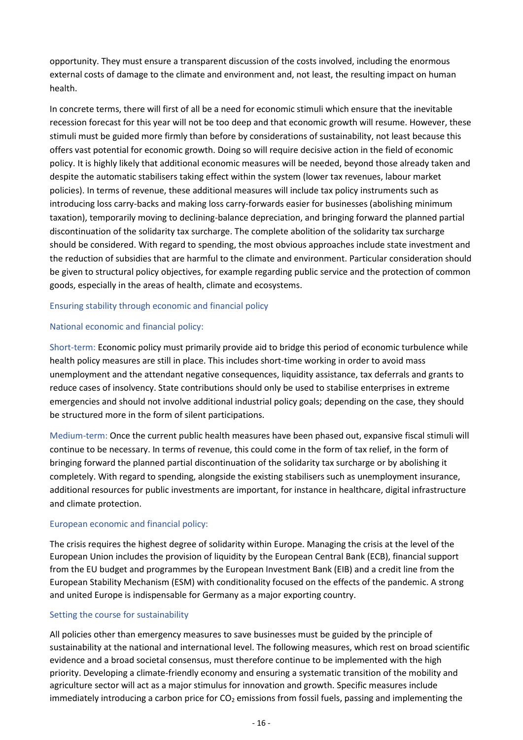opportunity. They must ensure a transparent discussion of the costs involved, including the enormous external costs of damage to the climate and environment and, not least, the resulting impact on human health.

In concrete terms, there will first of all be a need for economic stimuli which ensure that the inevitable recession forecast for this year will not be too deep and that economic growth will resume. However, these stimuli must be guided more firmly than before by considerations of sustainability, not least because this offers vast potential for economic growth. Doing so will require decisive action in the field of economic policy. It is highly likely that additional economic measures will be needed, beyond those already taken and despite the automatic stabilisers taking effect within the system (lower tax revenues, labour market policies). In terms of revenue, these additional measures will include tax policy instruments such as introducing loss carry-backs and making loss carry-forwards easier for businesses (abolishing minimum taxation), temporarily moving to declining-balance depreciation, and bringing forward the planned partial discontinuation of the solidarity tax surcharge. The complete abolition of the solidarity tax surcharge should be considered. With regard to spending, the most obvious approaches include state investment and the reduction of subsidies that are harmful to the climate and environment. Particular consideration should be given to structural policy objectives, for example regarding public service and the protection of common goods, especially in the areas of health, climate and ecosystems.

### Ensuring stability through economic and financial policy

#### National economic and financial policy:

Short-term: Economic policy must primarily provide aid to bridge this period of economic turbulence while health policy measures are still in place. This includes short-time working in order to avoid mass unemployment and the attendant negative consequences, liquidity assistance, tax deferrals and grants to reduce cases of insolvency. State contributions should only be used to stabilise enterprises in extreme emergencies and should not involve additional industrial policy goals; depending on the case, they should be structured more in the form of silent participations.

Medium-term: Once the current public health measures have been phased out, expansive fiscal stimuli will continue to be necessary. In terms of revenue, this could come in the form of tax relief, in the form of bringing forward the planned partial discontinuation of the solidarity tax surcharge or by abolishing it completely. With regard to spending, alongside the existing stabilisers such as unemployment insurance, additional resources for public investments are important, for instance in healthcare, digital infrastructure and climate protection.

#### European economic and financial policy:

The crisis requires the highest degree of solidarity within Europe. Managing the crisis at the level of the European Union includes the provision of liquidity by the European Central Bank (ECB), financial support from the EU budget and programmes by the European Investment Bank (EIB) and a credit line from the European Stability Mechanism (ESM) with conditionality focused on the effects of the pandemic. A strong and united Europe is indispensable for Germany as a major exporting country.

### Setting the course for sustainability

All policies other than emergency measures to save businesses must be guided by the principle of sustainability at the national and international level. The following measures, which rest on broad scientific evidence and a broad societal consensus, must therefore continue to be implemented with the high priority. Developing a climate-friendly economy and ensuring a systematic transition of the mobility and agriculture sector will act as a major stimulus for innovation and growth. Specific measures include immediately introducing a carbon price for $CO_2$ emissions from fossil fuels, passing and implementing the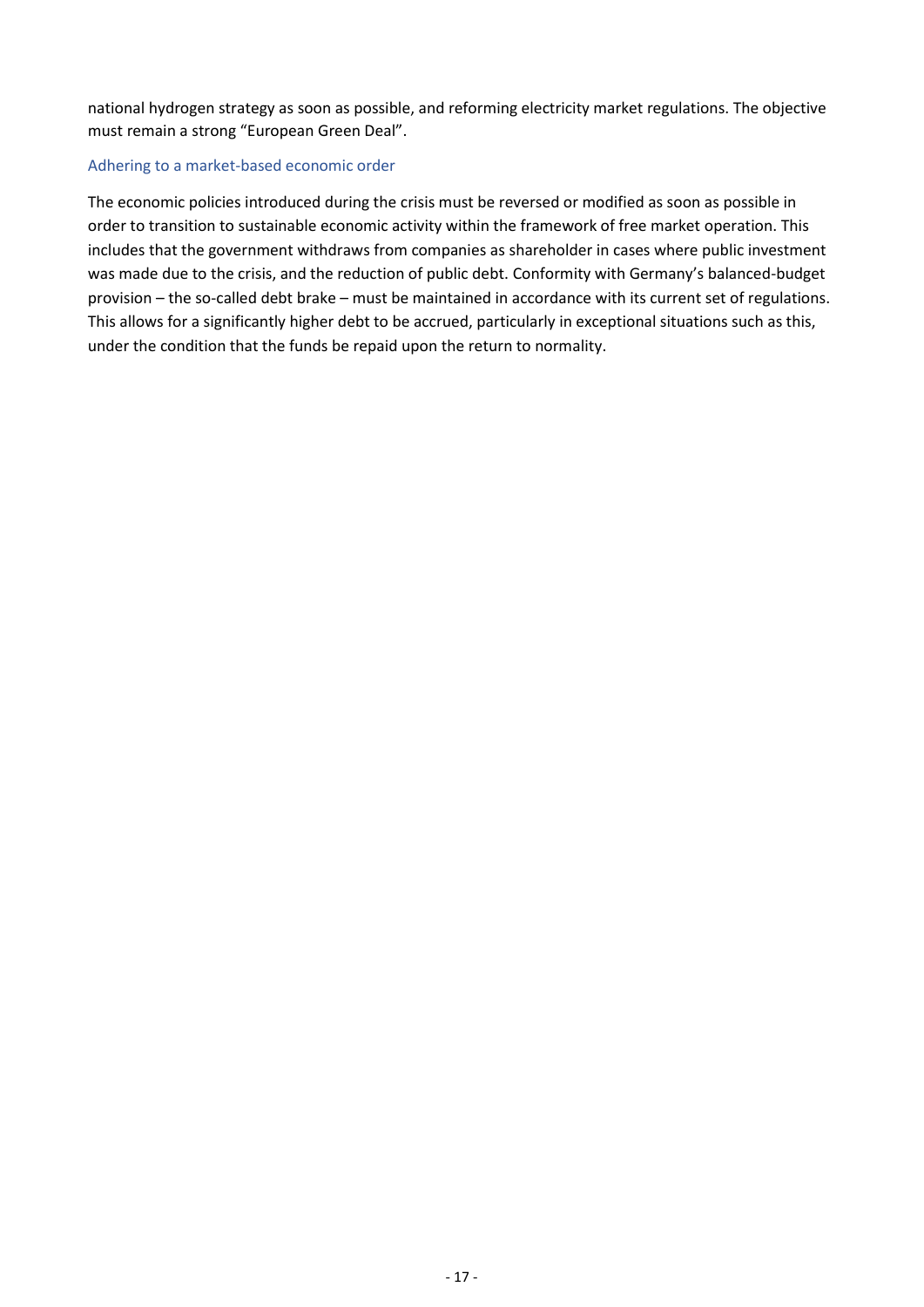national hydrogen strategy as soon as possible, and reforming electricity market regulations. The objective must remain a strong "European Green Deal".

### Adhering to a market-based economic order

The economic policies introduced during the crisis must be reversed or modified as soon as possible in order to transition to sustainable economic activity within the framework of free market operation. This includes that the government withdraws from companies as shareholder in cases where public investment was made due to the crisis, and the reduction of public debt. Conformity with Germany's balanced-budget provision – the so-called debt brake – must be maintained in accordance with its current set of regulations. This allows for a significantly higher debt to be accrued, particularly in exceptional situations such as this, under the condition that the funds be repaid upon the return to normality.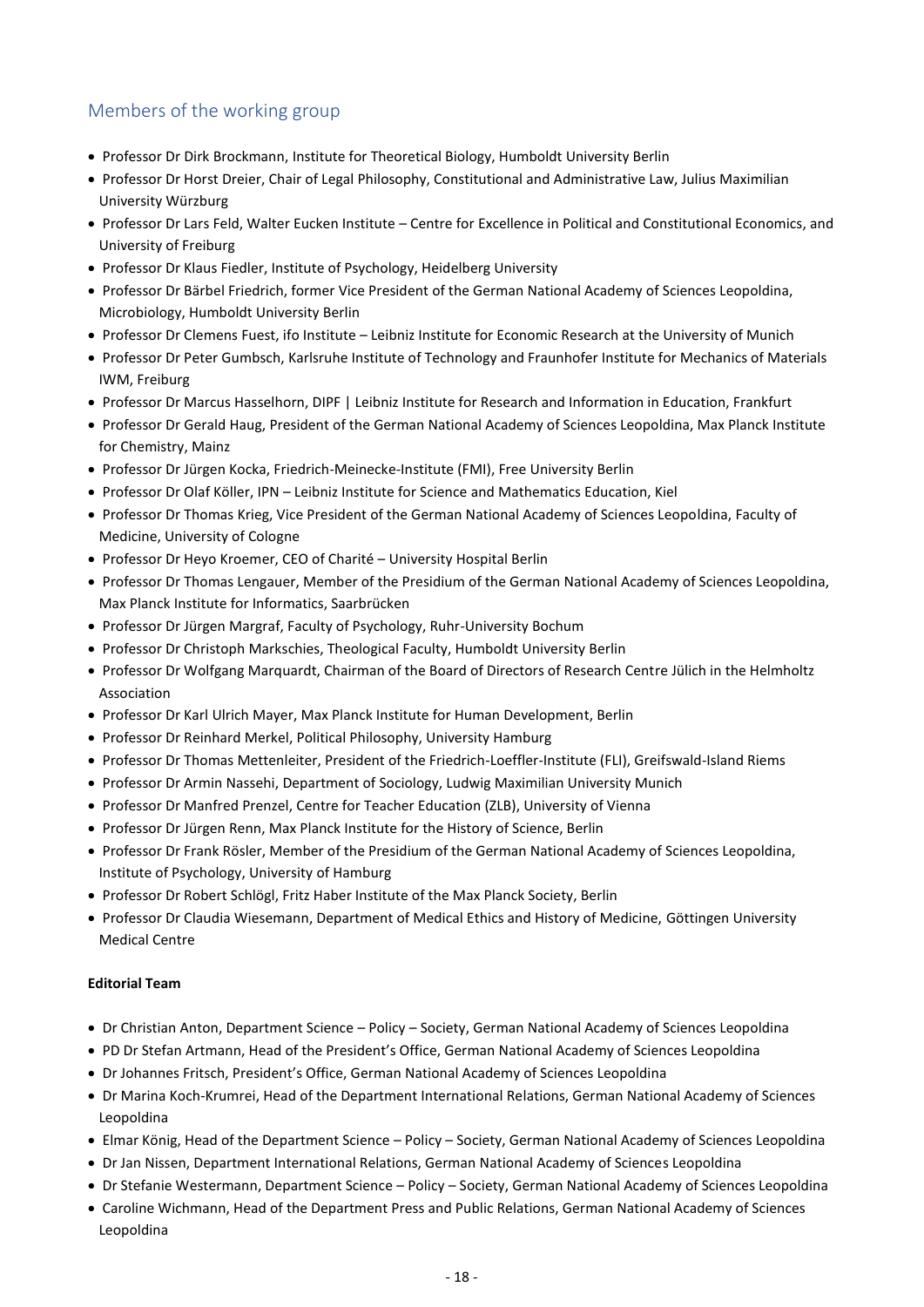## Members of the working group

- Professor Dr Dirk Brockmann, Institute for Theoretical Biology, Humboldt University Berlin
- Professor Dr Horst Dreier, Chair of Legal Philosophy, Constitutional and Administrative Law, Julius Maximilian University Würzburg
- Professor Dr Lars Feld, Walter Eucken Institute – Centre for Excellence in Political and Constitutional Economics, and University of Freiburg
- Professor Dr Klaus Fiedler, Institute of Psychology, Heidelberg University
- Professor Dr Bärbel Friedrich, former Vice President of the German National Academy of Sciences Leopoldina, Microbiology, Humboldt University Berlin
- Professor Dr Clemens Fuest, ifo Institute – Leibniz Institute for Economic Research at the University of Munich
- Professor Dr Peter Gumbsch, Karlsruhe Institute of Technology and Fraunhofer Institute for Mechanics of Materials IWM, Freiburg
- Professor Dr Marcus Hasselhorn, DIPF | Leibniz Institute for Research and Information in Education, Frankfurt
- Professor Dr Gerald Haug, President of the German National Academy of Sciences Leopoldina, Max Planck Institute for Chemistry, Mainz
- Professor Dr Jürgen Kocka, Friedrich-Meinecke-Institute (FMI), Free University Berlin
- Professor Dr Olaf Köller, IPN – Leibniz Institute for Science and Mathematics Education, Kiel
- Professor Dr Thomas Krieg, Vice President of the German National Academy of Sciences Leopoldina, Faculty of Medicine, University of Cologne
- Professor Dr Heyo Kroemer, CEO of Charité – University Hospital Berlin
- Professor Dr Thomas Lengauer, Member of the Presidium of the German National Academy of Sciences Leopoldina, Max Planck Institute for Informatics, Saarbrücken
- Professor Dr Jürgen Margraf, Faculty of Psychology, Ruhr-University Bochum
- Professor Dr Christoph Markschies, Theological Faculty, Humboldt University Berlin
- Professor Dr Wolfgang Marquardt, Chairman of the Board of Directors of Research Centre Jülich in the Helmholtz Association
- Professor Dr Karl Ulrich Mayer, Max Planck Institute for Human Development, Berlin
- Professor Dr Reinhard Merkel, Political Philosophy, University Hamburg
- Professor Dr Thomas Mettenleiter, President of the Friedrich-Loeffler-Institute (FLI), Greifswald-Island Riems
- Professor Dr Armin Nassehi, Department of Sociology, Ludwig Maximilian University Munich
- Professor Dr Manfred Prenzel, Centre for Teacher Education (ZLB), University of Vienna
- Professor Dr Jürgen Renn, Max Planck Institute for the History of Science, Berlin
- Professor Dr Frank Rösler, Member of the Presidium of the German National Academy of Sciences Leopoldina, Institute of Psychology, University of Hamburg
- Professor Dr Robert Schlögl, Fritz Haber Institute of the Max Planck Society, Berlin
- Professor Dr Claudia Wiesemann, Department of Medical Ethics and History of Medicine, Göttingen University Medical Centre

**Editorial Team**

- Dr Christian Anton, Department Science – Policy – Society, German National Academy of Sciences Leopoldina
- PD Dr Stefan Artmann, Head of the President's Office, German National Academy of Sciences Leopoldina
- Dr Johannes Fritsch, President's Office, German National Academy of Sciences Leopoldina
- Dr Marina Koch-Krumrei, Head of the Department International Relations, German National Academy of Sciences Leopoldina
- Elmar König, Head of the Department Science – Policy – Society, German National Academy of Sciences Leopoldina
- Dr Jan Nissen, Department International Relations, German National Academy of Sciences Leopoldina
- Dr Stefanie Westermann, Department Science – Policy – Society, German National Academy of Sciences Leopoldina
- Caroline Wichmann, Head of the Department Press and Public Relations, German National Academy of Sciences Leopoldina